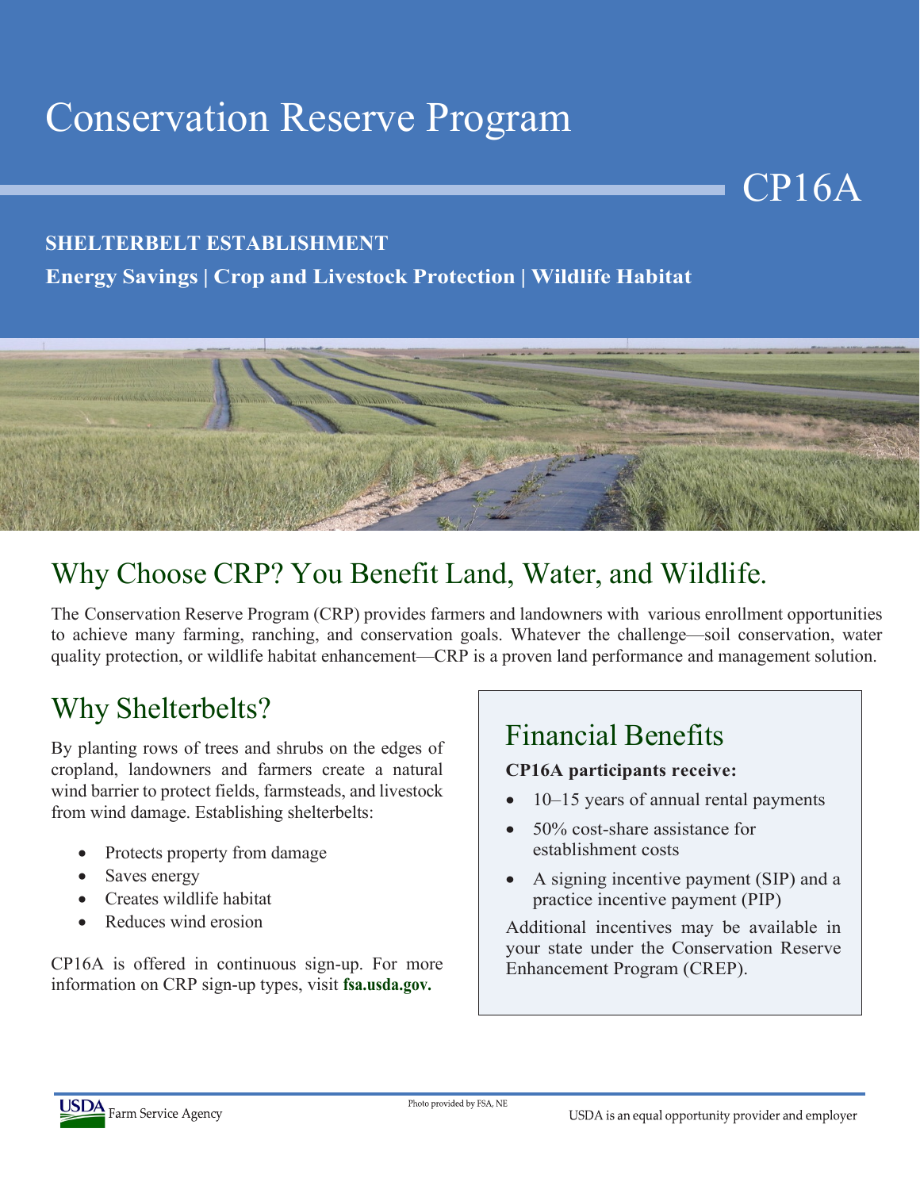# Conservation Reserve Program

CP16A

**SHELTERBELT ESTABLISHMENT**

**Energy Savings | Crop and Livestock Protection | Wildlife Habitat**

## Why Choose CRP? You Benefit Land, Water, and Wildlife.

The Conservation Reserve Program (CRP) provides farmers and landowners with various enrollment opportunities to achieve many farming, ranching, and conservation goals. Whatever the challenge—soil conservation, water quality protection, or wildlife habitat enhancement—CRP is a proven land performance and management solution.

## Why Shelterbelts?

By planting rows of trees and shrubs on the edges of cropland, landowners and farmers create a natural wind barrier to protect fields, farmsteads, and livestock from wind damage. Establishing shelterbelts:

- Protects property from damage
- Saves energy
- Creates wildlife habitat
- Reduces wind erosion

CP16A is offered in continuous sign-up. For more information on CRP sign-up types, visit **fsa.usda.gov.**

## Financial Benefits

**CP16A participants receive:**

- 10–15 years of annual rental payments
- 50% cost-share assistance for establishment costs
- A signing incentive payment (SIP) and a practice incentive payment (PIP)

Additional incentives may be available in your state under the Conservation Reserve Enhancement Program (CREP).

USDA Farm Service Agency

Photo provided by FSA, NE

USDA is an equal opportunity provider and employer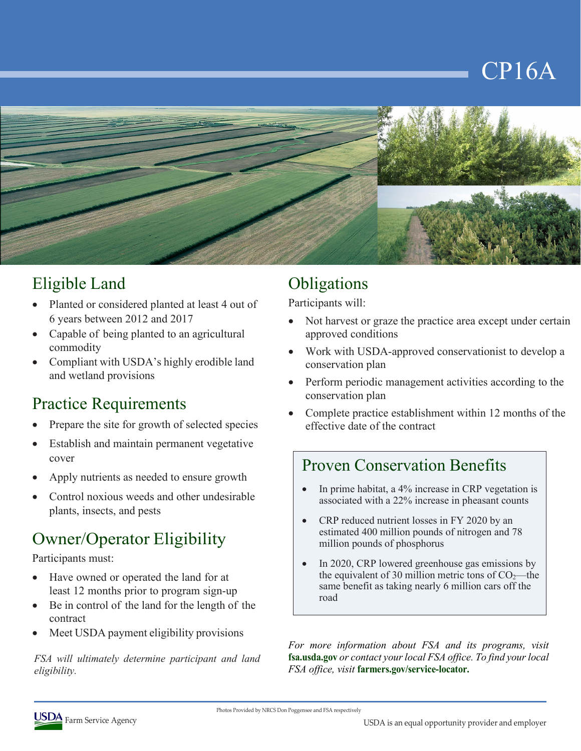# CP16A

## Eligible Land

- Planted or considered planted at least 4 out of 6 years between 2012 and 2017
- Capable of being planted to an agricultural commodity
- Compliant with USDA's highly erodible land and wetland provisions

## Practice Requirements

- Prepare the site for growth of selected species
- Establish and maintain permanent vegetative cover
- Apply nutrients as needed to ensure growth
- Control noxious weeds and other undesirable plants, insects, and pests

## Owner/Operator Eligibility

Participants must:

- Have owned or operated the land for at least 12 months prior to program sign-up
- Be in control of the land for the length of the contract
- Meet USDA payment eligibility provisions

*FSA will ultimately determine participant and land eligibility.*

## Obligations

Participants will:

- Not harvest or graze the practice area except under certain approved conditions
- Work with USDA-approved conservationist to develop a conservation plan
- Perform periodic management activities according to the conservation plan
- Complete practice establishment within 12 months of the effective date of the contract

## Proven Conservation Benefits

- In prime habitat, a 4% increase in CRP vegetation is associated with a 22% increase in pheasant counts
- CRP reduced nutrient losses in FY 2020 by an estimated 400 million pounds of nitrogen and 78 million pounds of phosphorus
- In 2020, CRP lowered greenhouse gas emissions by the equivalent of 30 million metric tons of $CO_2$—the same benefit as taking nearly 6 million cars off the road

*For more information about FSA and its programs, visit* **fsa.usda.gov** *or contact your local FSA office. To find your local FSA office, visit* **farmers.gov/service-locator.**

Photos Provided by NRCS Don Poggensee and FSA respectively

USDA Farm Service Agency

USDA is an equal opportunity provider and employer